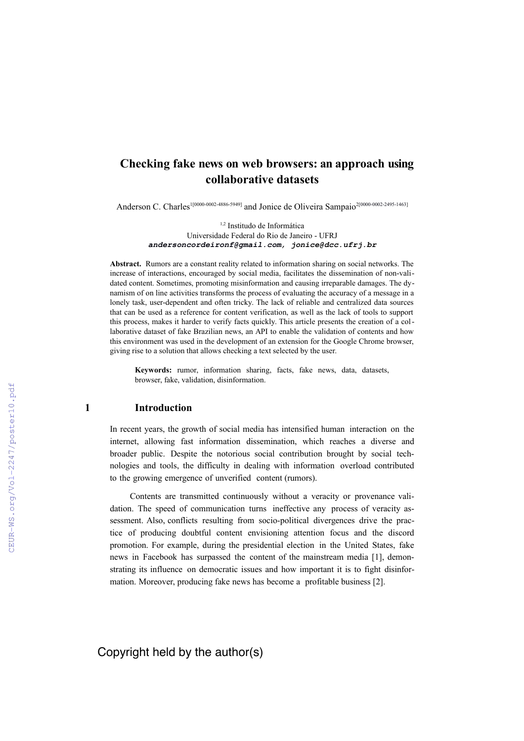# Checking fake news on web browsers: an approach using collaborative datasets

Anderson C. Charles[1[0000-0002-4886-5949]] and Jonice de Oliveira Sampaio[2[0000-0002-2495-1463]]

[1,2] Institudo de Informática
Universidade Federal do Rio de Janeiro - UFRJ
***andersoncordeironf@gmail.com, jonice@dcc.ufrj.br***

**Abstract.** Rumors are a constant reality related to information sharing on social networks. The increase of interactions, encouraged by social media, facilitates the dissemination of non-validated content. Sometimes, promoting misinformation and causing irreparable damages. The dynamism of on line activities transforms the process of evaluating the accuracy of a message in a lonely task, user-dependent and often tricky. The lack of reliable and centralized data sources that can be used as a reference for content verification, as well as the lack of tools to support this process, makes it harder to verify facts quickly. This article presents the creation of a collaborative dataset of fake Brazilian news, an API to enable the validation of contents and how this environment was used in the development of an extension for the Google Chrome browser, giving rise to a solution that allows checking a text selected by the user.

**Keywords:** rumor, information sharing, facts, fake news, data, datasets, browser, fake, validation, disinformation.

## 1 Introduction

In recent years, the growth of social media has intensified human interaction on the internet, allowing fast information dissemination, which reaches a diverse and broader public. Despite the notorious social contribution brought by social technologies and tools, the difficulty in dealing with information overload contributed to the growing emergence of unverified content (rumors).

Contents are transmitted continuously without a veracity or provenance validation. The speed of communication turns ineffective any process of veracity assessment. Also, conflicts resulting from socio-political divergences drive the practice of producing doubtful content envisioning attention focus and the discord promotion. For example, during the presidential election in the United States, fake news in Facebook has surpassed the content of the mainstream media [1], demonstrating its influence on democratic issues and how important it is to fight disinformation. Moreover, producing fake news has become a profitable business [2].

Copyright held by the author(s)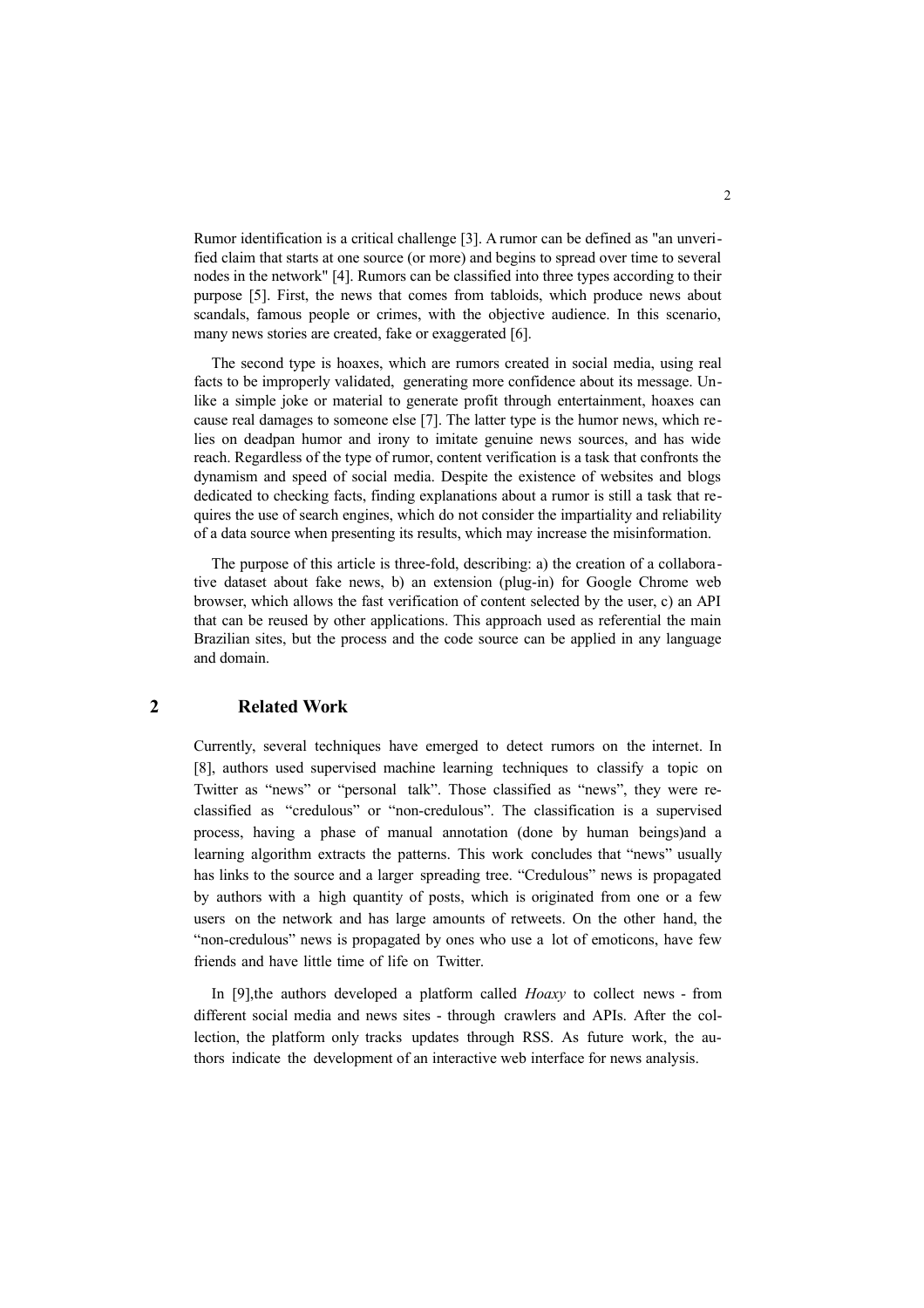Rumor identification is a critical challenge [3]. A rumor can be defined as "an unverified claim that starts at one source (or more) and begins to spread over time to several nodes in the network" [4]. Rumors can be classified into three types according to their purpose [5]. First, the news that comes from tabloids, which produce news about scandals, famous people or crimes, with the objective audience. In this scenario, many news stories are created, fake or exaggerated [6].

The second type is hoaxes, which are rumors created in social media, using real facts to be improperly validated, generating more confidence about its message. Unlike a simple joke or material to generate profit through entertainment, hoaxes can cause real damages to someone else [7]. The latter type is the humor news, which relies on deadpan humor and irony to imitate genuine news sources, and has wide reach. Regardless of the type of rumor, content verification is a task that confronts the dynamism and speed of social media. Despite the existence of websites and blogs dedicated to checking facts, finding explanations about a rumor is still a task that requires the use of search engines, which do not consider the impartiality and reliability of a data source when presenting its results, which may increase the misinformation.

The purpose of this article is three-fold, describing: a) the creation of a collaborative dataset about fake news, b) an extension (plug-in) for Google Chrome web browser, which allows the fast verification of content selected by the user, c) an API that can be reused by other applications. This approach used as referential the main Brazilian sites, but the process and the code source can be applied in any language and domain.

## 2 Related Work

Currently, several techniques have emerged to detect rumors on the internet. In [8], authors used supervised machine learning techniques to classify a topic on Twitter as "news" or "personal talk". Those classified as "news", they were reclassified as "credulous" or "non-credulous". The classification is a supervised process, having a phase of manual annotation (done by human beings)and a learning algorithm extracts the patterns. This work concludes that "news" usually has links to the source and a larger spreading tree. "Credulous" news is propagated by authors with a high quantity of posts, which is originated from one or a few users on the network and has large amounts of retweets. On the other hand, the "non-credulous" news is propagated by ones who use a lot of emoticons, have few friends and have little time of life on Twitter.

In [9],the authors developed a platform called *Hoaxy* to collect news - from different social media and news sites - through crawlers and APIs. After the collection, the platform only tracks updates through RSS. As future work, the authors indicate the development of an interactive web interface for news analysis.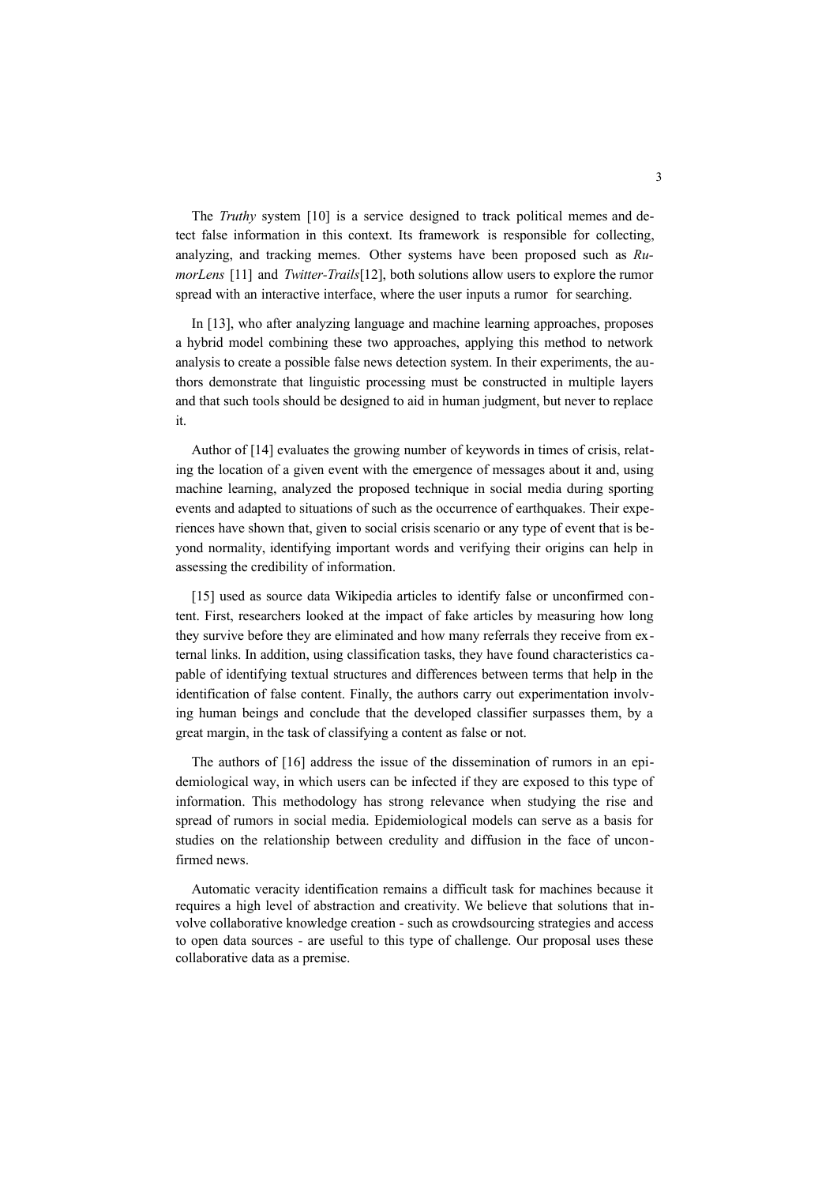The *Truthy* system [10] is a service designed to track political memes and detect false information in this context. Its framework is responsible for collecting, analyzing, and tracking memes. Other systems have been proposed such as *RumorLens* [11] and *Twitter-Trails*[12], both solutions allow users to explore the rumor spread with an interactive interface, where the user inputs a rumor for searching.

In [13], who after analyzing language and machine learning approaches, proposes a hybrid model combining these two approaches, applying this method to network analysis to create a possible false news detection system. In their experiments, the authors demonstrate that linguistic processing must be constructed in multiple layers and that such tools should be designed to aid in human judgment, but never to replace it.

Author of [14] evaluates the growing number of keywords in times of crisis, relating the location of a given event with the emergence of messages about it and, using machine learning, analyzed the proposed technique in social media during sporting events and adapted to situations of such as the occurrence of earthquakes. Their experiences have shown that, given to social crisis scenario or any type of event that is beyond normality, identifying important words and verifying their origins can help in assessing the credibility of information.

[15] used as source data Wikipedia articles to identify false or unconfirmed content. First, researchers looked at the impact of fake articles by measuring how long they survive before they are eliminated and how many referrals they receive from external links. In addition, using classification tasks, they have found characteristics capable of identifying textual structures and differences between terms that help in the identification of false content. Finally, the authors carry out experimentation involving human beings and conclude that the developed classifier surpasses them, by a great margin, in the task of classifying a content as false or not.

The authors of [16] address the issue of the dissemination of rumors in an epidemiological way, in which users can be infected if they are exposed to this type of information. This methodology has strong relevance when studying the rise and spread of rumors in social media. Epidemiological models can serve as a basis for studies on the relationship between credulity and diffusion in the face of unconfirmed news.

Automatic veracity identification remains a difficult task for machines because it requires a high level of abstraction and creativity. We believe that solutions that involve collaborative knowledge creation - such as crowdsourcing strategies and access to open data sources - are useful to this type of challenge. Our proposal uses these collaborative data as a premise.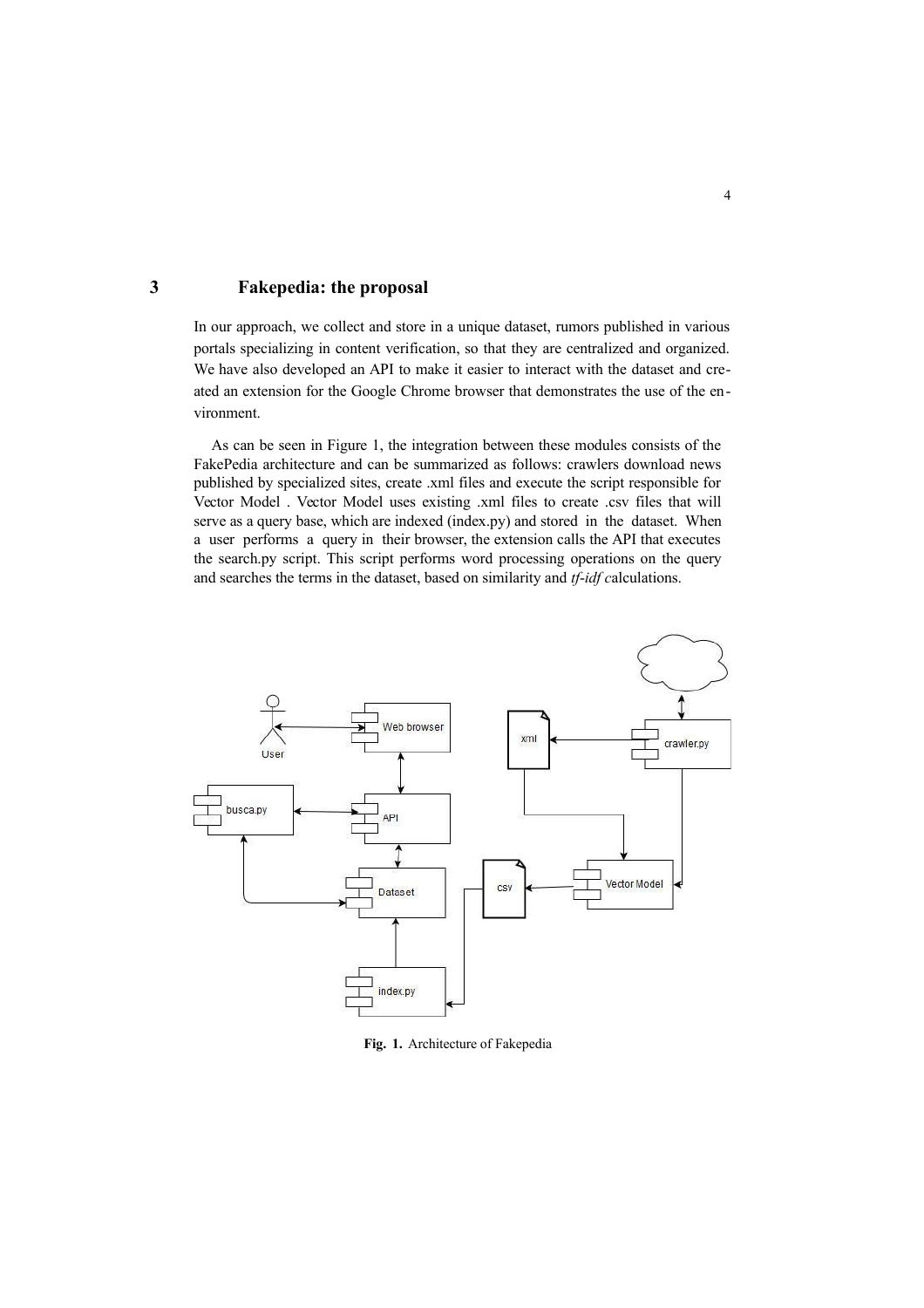# 3 Fakepedia: the proposal

In our approach, we collect and store in a unique dataset, rumors published in various portals specializing in content verification, so that they are centralized and organized. We have also developed an API to make it easier to interact with the dataset and created an extension for the Google Chrome browser that demonstrates the use of the environment.

As can be seen in Figure 1, the integration between these modules consists of the FakePedia architecture and can be summarized as follows: crawlers download news published by specialized sites, create .xml files and execute the script responsible for Vector Model . Vector Model uses existing .xml files to create .csv files that will serve as a query base, which are indexed (index.py) and stored in the dataset. When a user performs a query in their browser, the extension calls the API that executes the search.py script. This script performs word processing operations on the query and searches the terms in the dataset, based on similarity and *tf-idf* calculations.

**Fig. 1.** Architecture of Fakepedia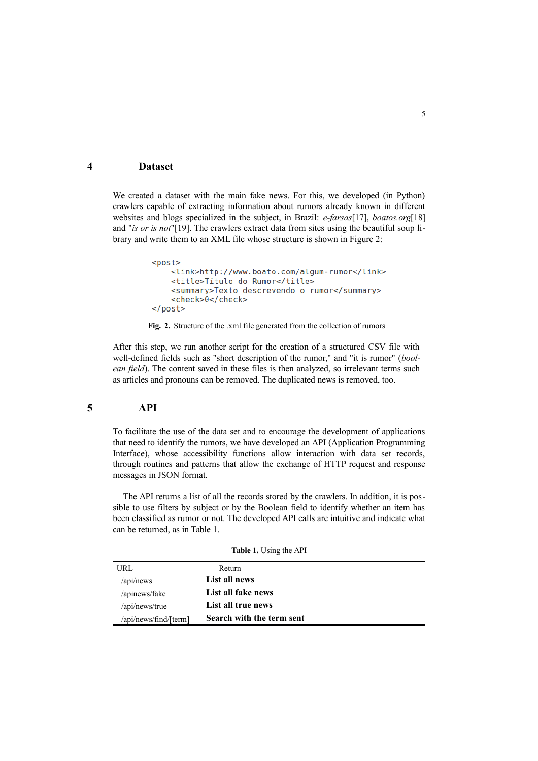## 4 Dataset

We created a dataset with the main fake news. For this, we developed (in Python) crawlers capable of extracting information about rumors already known in different websites and blogs specialized in the subject, in Brazil: *e-farsas*[17], *boatos.org*[18] and "*is or is not*"[19]. The crawlers extract data from sites using the beautiful soup library and write them to an XML file whose structure is shown in Figure 2:

```
<post>
    <link>http://www.boato.com/algum-rumor</link>
    <title>Título do Rumor</title>
    <summary>Texto descrevendo o rumor</summary>
    <check>0</check>
</post>
```

**Fig. 2.** Structure of the .xml file generated from the collection of rumors

After this step, we run another script for the creation of a structured CSV file with well-defined fields such as "short description of the rumor," and "it is rumor" (*boolean field*). The content saved in these files is then analyzed, so irrelevant terms such as articles and pronouns can be removed. The duplicated news is removed, too.

## 5 API

To facilitate the use of the data set and to encourage the development of applications that need to identify the rumors, we have developed an API (Application Programming Interface), whose accessibility functions allow interaction with data set records, through routines and patterns that allow the exchange of HTTP request and response messages in JSON format.

The API returns a list of all the records stored by the crawlers. In addition, it is possible to use filters by subject or by the Boolean field to identify whether an item has been classified as rumor or not. The developed API calls are intuitive and indicate what can be returned, as in Table 1.

**Table 1.** Using the API

| URL | Return |
|---|---|
| /api/news | **List all news** |
| /apinews/fake | **List all fake news** |
| /api/news/true | **List all true news** |
| /api/news/find/[term] | **Search with the term sent** |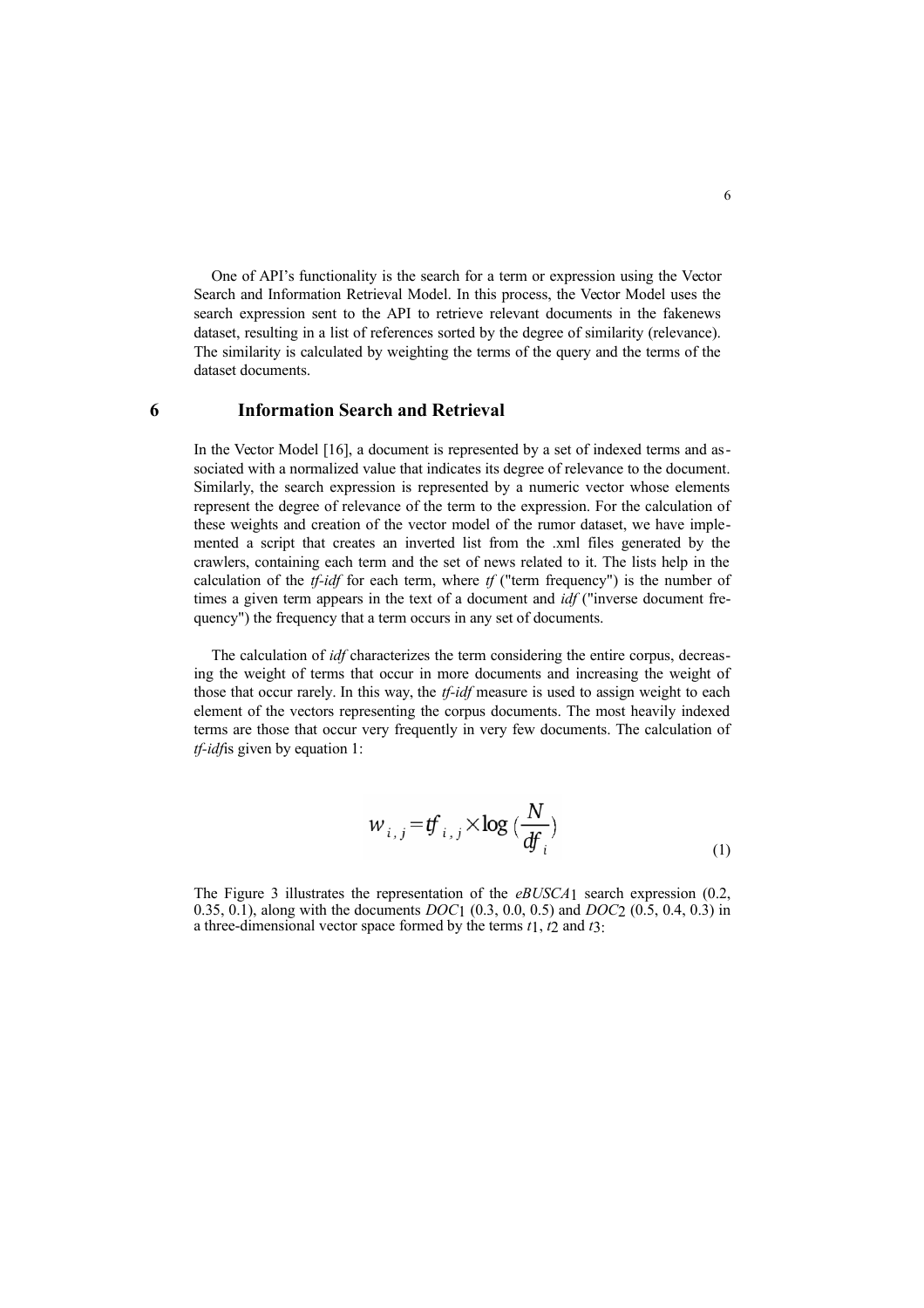One of API's functionality is the search for a term or expression using the Vector Search and Information Retrieval Model. In this process, the Vector Model uses the search expression sent to the API to retrieve relevant documents in the fakenews dataset, resulting in a list of references sorted by the degree of similarity (relevance). The similarity is calculated by weighting the terms of the query and the terms of the dataset documents.

## 6 Information Search and Retrieval

In the Vector Model [16], a document is represented by a set of indexed terms and associated with a normalized value that indicates its degree of relevance to the document. Similarly, the search expression is represented by a numeric vector whose elements represent the degree of relevance of the term to the expression. For the calculation of these weights and creation of the vector model of the rumor dataset, we have implemented a script that creates an inverted list from the .xml files generated by the crawlers, containing each term and the set of news related to it. The lists help in the calculation of the *tf-idf* for each term, where *tf* ("term frequency") is the number of times a given term appears in the text of a document and *idf* ("inverse document frequency") the frequency that a term occurs in any set of documents.

The calculation of *idf* characterizes the term considering the entire corpus, decreasing the weight of terms that occur in more documents and increasing the weight of those that occur rarely. In this way, the *tf-idf* measure is used to assign weight to each element of the vectors representing the corpus documents. The most heavily indexed terms are those that occur very frequently in very few documents. The calculation of *tf-idf* is given by equation 1:

$$w_{i,j} = tf_{i,j} \times \log\left(\frac{N}{df_i}\right) \tag{1}$$

The Figure 3 illustrates the representation of the $eBUSCA_1$ search expression (0.2, 0.35, 0.1), along with the documents $DOC_1$ (0.3, 0.0, 0.5) and $DOC_2$ (0.5, 0.4, 0.3) in a three-dimensional vector space formed by the terms $t_1$, $t_2$ and $t_3$: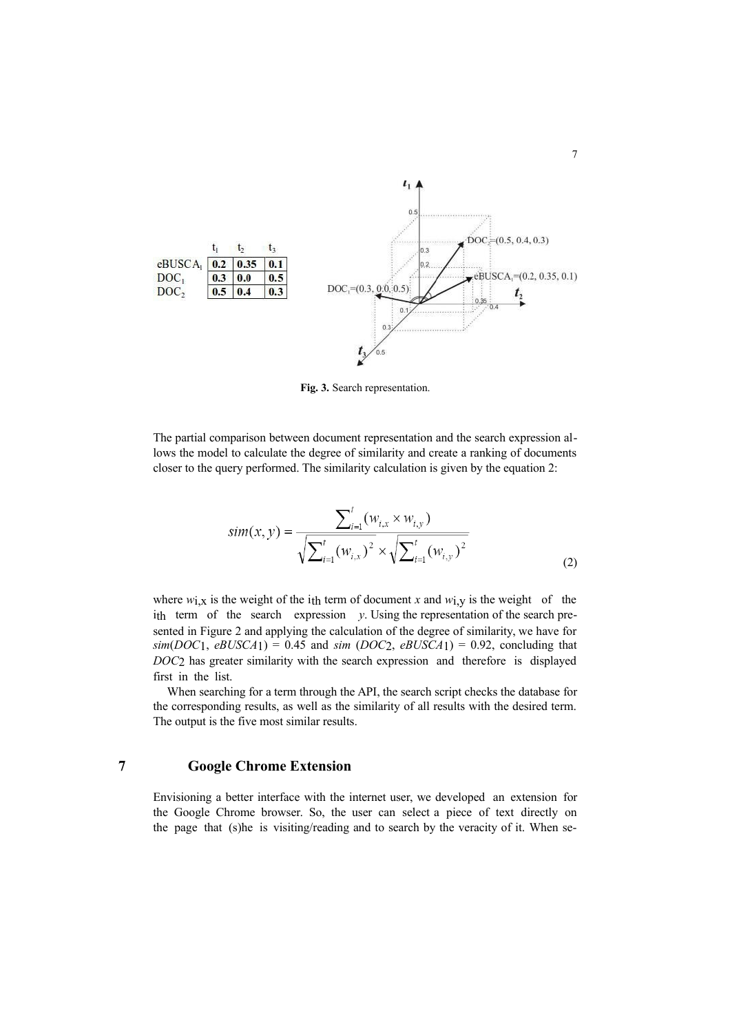|  | $t_1$ | $t_2$ | $t_3$ |
|---|---|---|---|
| $eBUSCA_1$ | 0.2 | 0.35 | 0.1 |
| $DOC_1$ | 0.3 | 0.0 | 0.5 |
| $DOC_2$ | 0.5 | 0.4 | 0.3 |

**Fig. 3.** Search representation.

The partial comparison between document representation and the search expression allows the model to calculate the degree of similarity and create a ranking of documents closer to the query performed. The similarity calculation is given by the equation 2:

$$sim(x,y) = \frac{\sum_{i=1}^{t}(w_{i,x} \times w_{i,y})}{\sqrt{\sum_{i=1}^{t}(w_{i,x})^2} \times \sqrt{\sum_{i=1}^{t}(w_{i,y})^2}} \tag{2}$$

where $w_{i,x}$ is the weight of the $i_{th}$ term of document $x$ and $w_{i,y}$ is the weight of the $i_{th}$ term of the search expression $y$. Using the representation of the search presented in Figure 2 and applying the calculation of the degree of similarity, we have for $sim(DOC_1, eBUSCA_1) = 0.45$ and $sim(DOC_2, eBUSCA_1) = 0.92$, concluding that $DOC_2$ has greater similarity with the search expression and therefore is displayed first in the list.

When searching for a term through the API, the search script checks the database for the corresponding results, as well as the similarity of all results with the desired term. The output is the five most similar results.

# 7 Google Chrome Extension

Envisioning a better interface with the internet user, we developed an extension for the Google Chrome browser. So, the user can select a piece of text directly on the page that (s)he is visiting/reading and to search by the veracity of it. When se-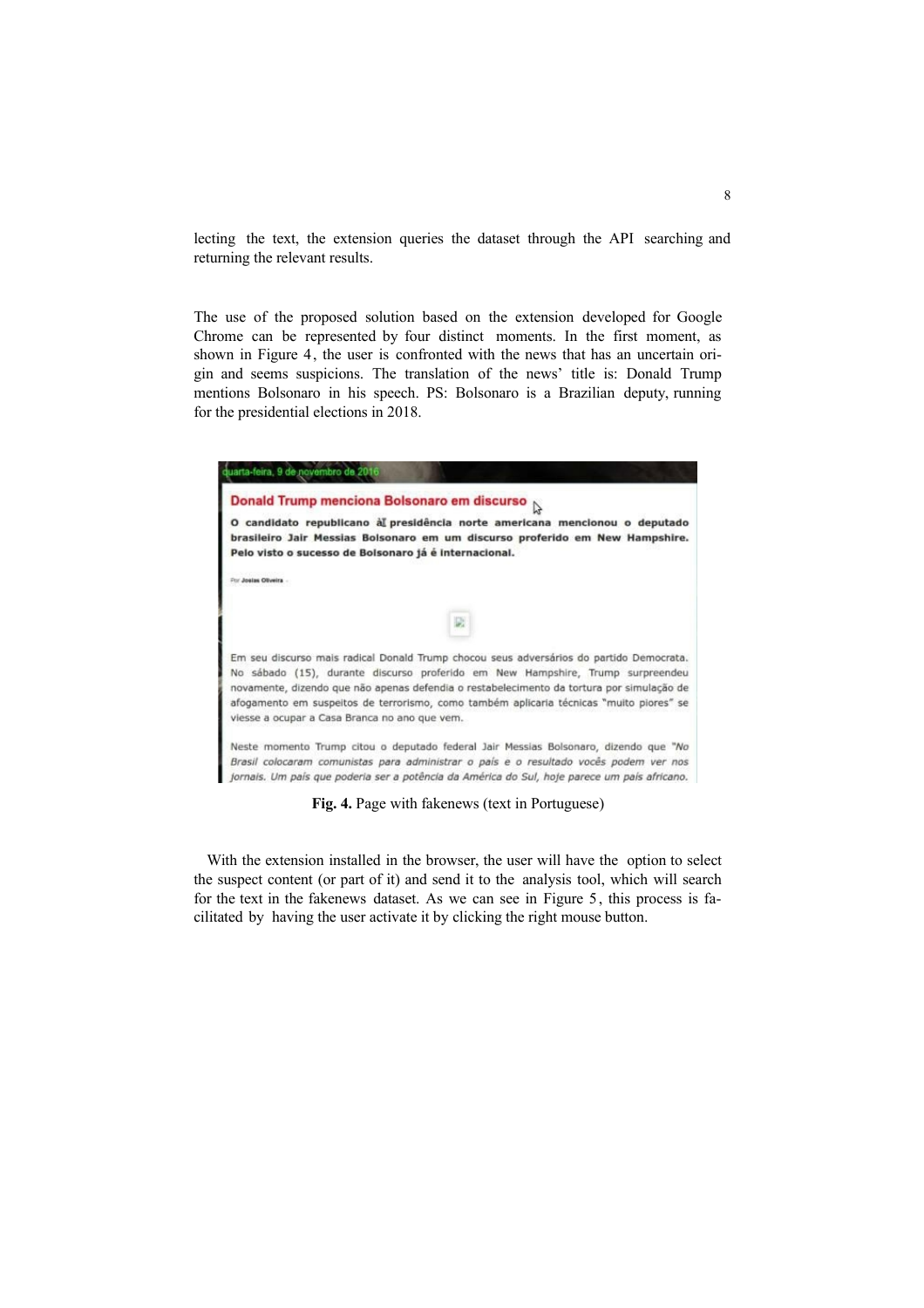lecting the text, the extension queries the dataset through the API searching and returning the relevant results.

The use of the proposed solution based on the extension developed for Google Chrome can be represented by four distinct moments. In the first moment, as shown in Figure 4, the user is confronted with the news that has an uncertain origin and seems suspicions. The translation of the news' title is: Donald Trump mentions Bolsonaro in his speech. PS: Bolsonaro is a Brazilian deputy, running for the presidential elections in 2018.

**Fig. 4.** Page with fakenews (text in Portuguese)

With the extension installed in the browser, the user will have the option to select the suspect content (or part of it) and send it to the analysis tool, which will search for the text in the fakenews dataset. As we can see in Figure 5, this process is facilitated by having the user activate it by clicking the right mouse button.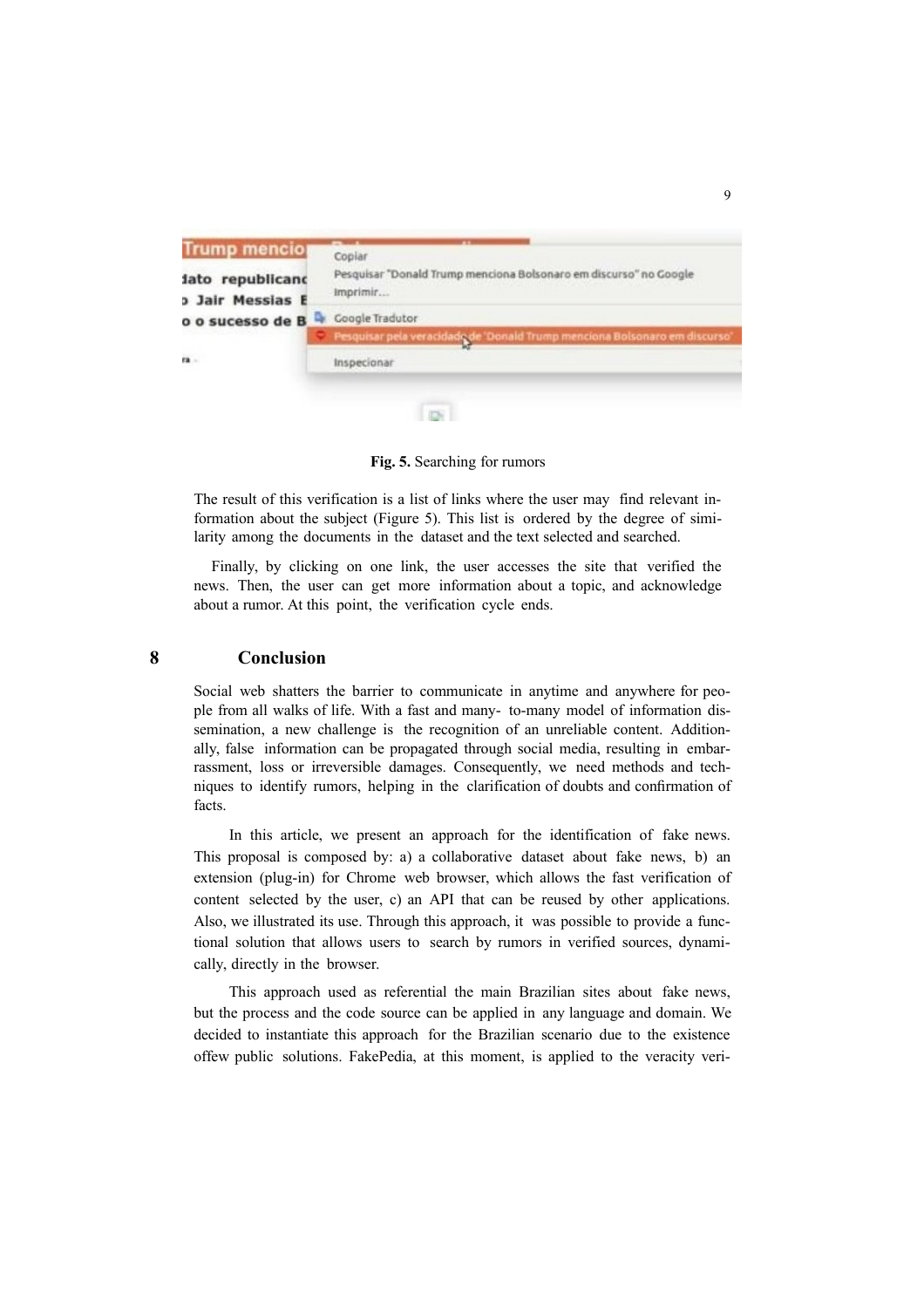**Fig. 5.** Searching for rumors

The result of this verification is a list of links where the user may find relevant information about the subject (Figure 5). This list is ordered by the degree of similarity among the documents in the dataset and the text selected and searched.

Finally, by clicking on one link, the user accesses the site that verified the news. Then, the user can get more information about a topic, and acknowledge about a rumor. At this point, the verification cycle ends.

## 8 Conclusion

Social web shatters the barrier to communicate in anytime and anywhere for people from all walks of life. With a fast and many- to-many model of information dissemination, a new challenge is the recognition of an unreliable content. Additionally, false information can be propagated through social media, resulting in embarrassment, loss or irreversible damages. Consequently, we need methods and techniques to identify rumors, helping in the clarification of doubts and confirmation of facts.

In this article, we present an approach for the identification of fake news. This proposal is composed by: a) a collaborative dataset about fake news, b) an extension (plug-in) for Chrome web browser, which allows the fast verification of content selected by the user, c) an API that can be reused by other applications. Also, we illustrated its use. Through this approach, it was possible to provide a functional solution that allows users to search by rumors in verified sources, dynamically, directly in the browser.

This approach used as referential the main Brazilian sites about fake news, but the process and the code source can be applied in any language and domain. We decided to instantiate this approach for the Brazilian scenario due to the existence offew public solutions. FakePedia, at this moment, is applied to the veracity veri-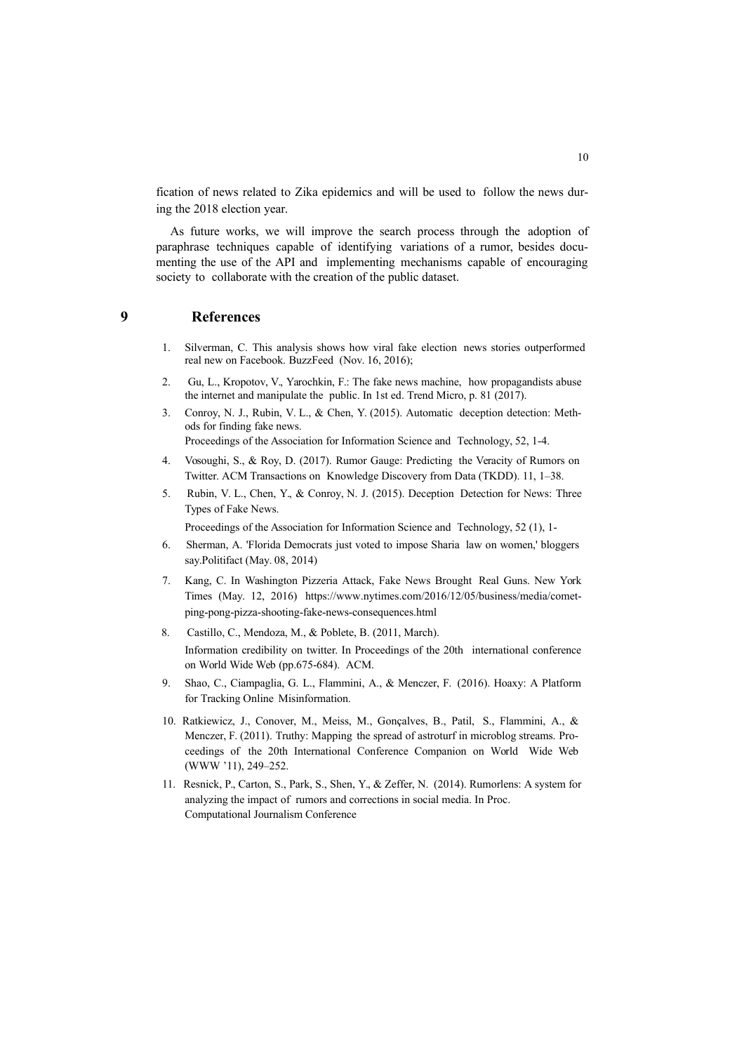fication of news related to Zika epidemics and will be used to follow the news during the 2018 election year.

As future works, we will improve the search process through the adoption of paraphrase techniques capable of identifying variations of a rumor, besides documenting the use of the API and implementing mechanisms capable of encouraging society to collaborate with the creation of the public dataset.

# 9 References

1. Silverman, C. This analysis shows how viral fake election news stories outperformed real new on Facebook. BuzzFeed (Nov. 16, 2016);
2. Gu, L., Kropotov, V., Yarochkin, F.: The fake news machine, how propagandists abuse the internet and manipulate the public. In 1st ed. Trend Micro, p. 81 (2017).
3. Conroy, N. J., Rubin, V. L., & Chen, Y. (2015). Automatic deception detection: Methods for finding fake news.
   Proceedings of the Association for Information Science and Technology, 52, 1-4.
4. Vosoughi, S., & Roy, D. (2017). Rumor Gauge: Predicting the Veracity of Rumors on Twitter. ACM Transactions on Knowledge Discovery from Data (TKDD). 11, 1–38.
5. Rubin, V. L., Chen, Y., & Conroy, N. J. (2015). Deception Detection for News: Three Types of Fake News.
   Proceedings of the Association for Information Science and Technology, 52 (1), 1-
6. Sherman, A. 'Florida Democrats just voted to impose Sharia law on women,' bloggers say.Politifact (May. 08, 2014)
7. Kang, C. In Washington Pizzeria Attack, Fake News Brought Real Guns. New York Times (May. 12, 2016) https://www.nytimes.com/2016/12/05/business/media/comet-ping-pong-pizza-shooting-fake-news-consequences.html
8. Castillo, C., Mendoza, M., & Poblete, B. (2011, March).
   Information credibility on twitter. In Proceedings of the 20th international conference on World Wide Web (pp.675-684). ACM.
9. Shao, C., Ciampaglia, G. L., Flammini, A., & Menczer, F. (2016). Hoaxy: A Platform for Tracking Online Misinformation.
10. Ratkiewicz, J., Conover, M., Meiss, M., Gonçalves, B., Patil, S., Flammini, A., & Menczer, F. (2011). Truthy: Mapping the spread of astroturf in microblog streams. Proceedings of the 20th International Conference Companion on World Wide Web (WWW '11), 249–252.
11. Resnick, P., Carton, S., Park, S., Shen, Y., & Zeffer, N. (2014). Rumorlens: A system for analyzing the impact of rumors and corrections in social media. In Proc. Computational Journalism Conference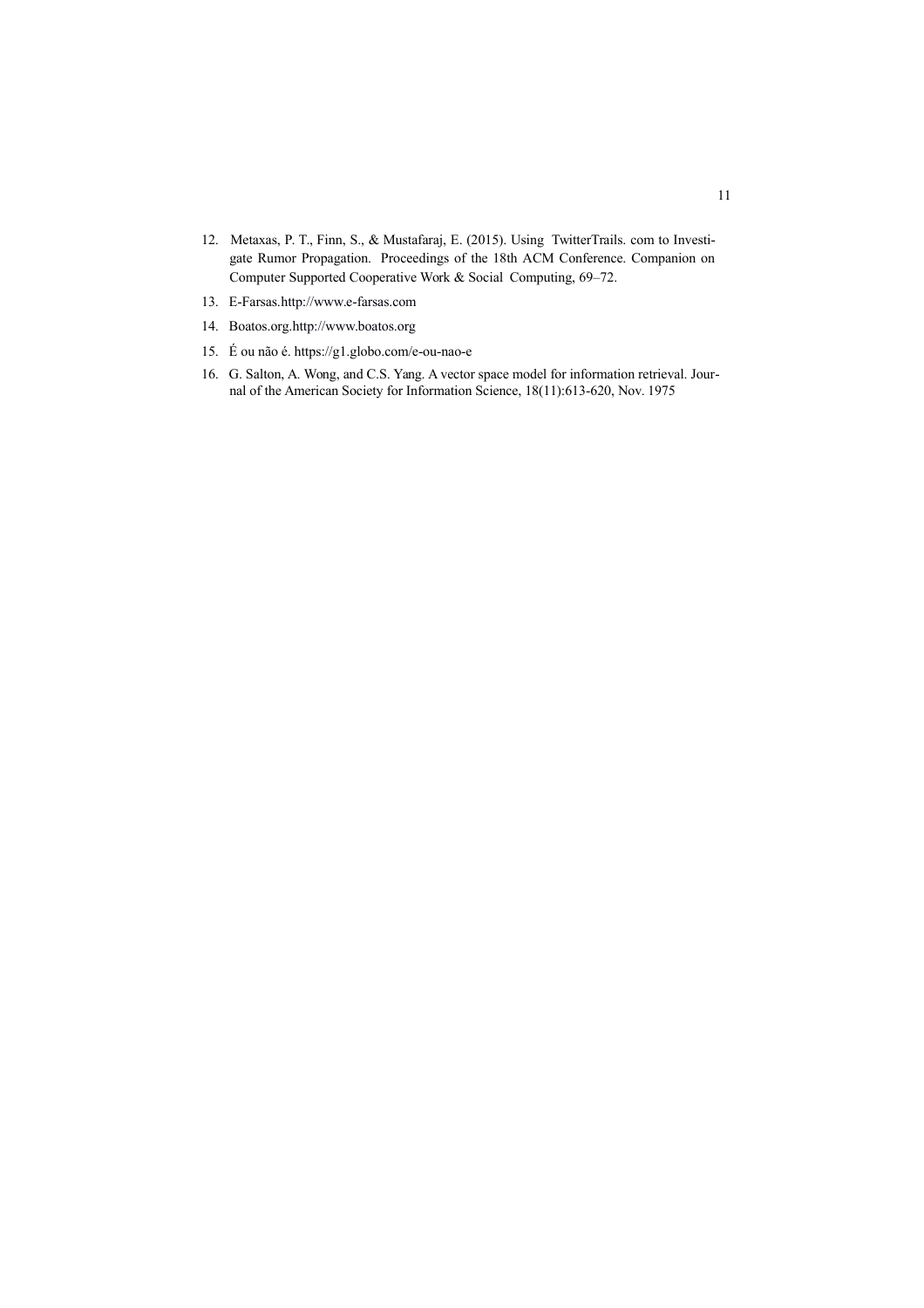12. Metaxas, P. T., Finn, S., & Mustafaraj, E. (2015). Using TwitterTrails. com to Investigate Rumor Propagation. Proceedings of the 18th ACM Conference. Companion on Computer Supported Cooperative Work & Social Computing, 69–72.
13. E-Farsas.http://www.e-farsas.com
14. Boatos.org.http://www.boatos.org
15. É ou não é. https://g1.globo.com/e-ou-nao-e
16. G. Salton, A. Wong, and C.S. Yang. A vector space model for information retrieval. Journal of the American Society for Information Science, 18(11):613-620, Nov. 1975